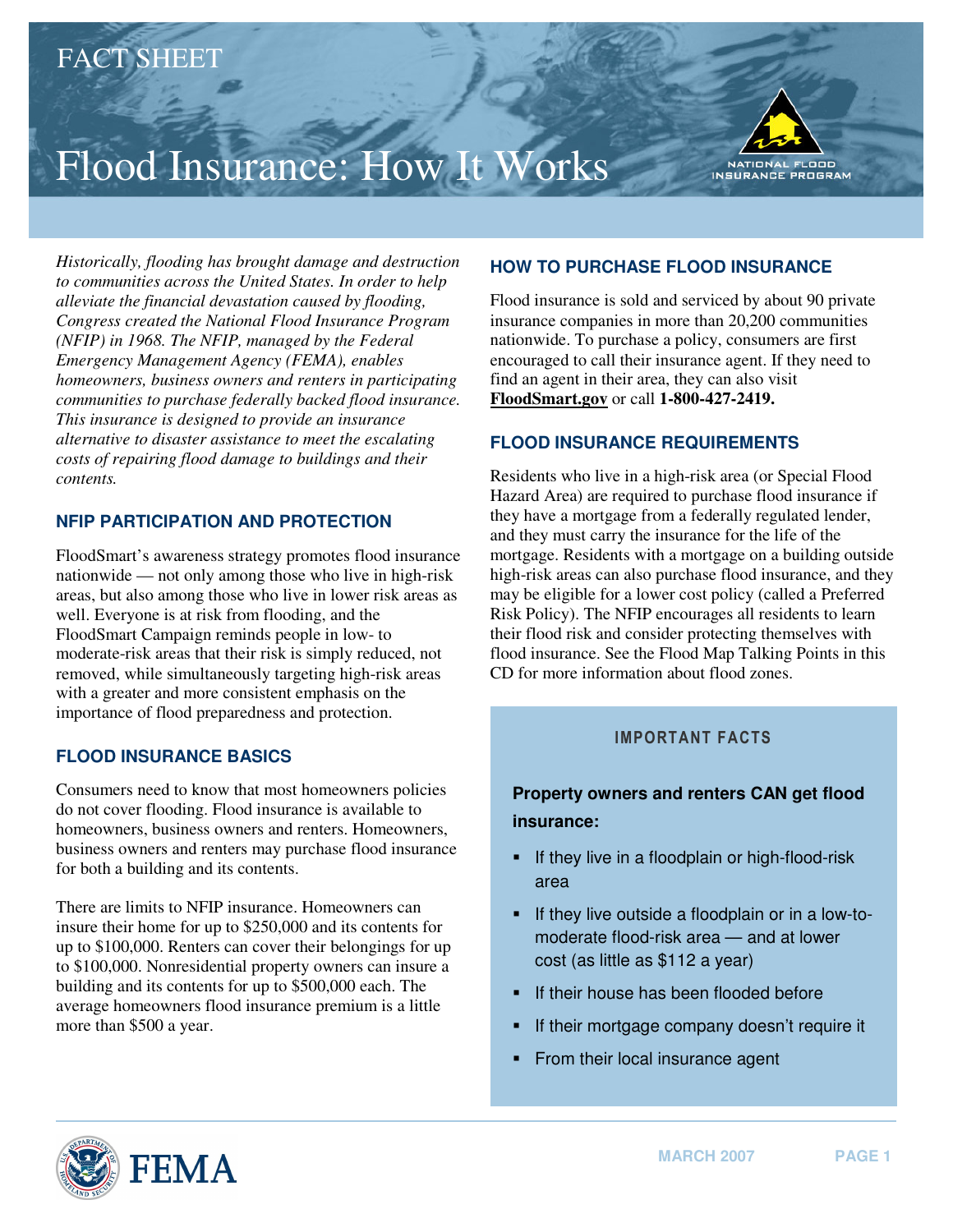FACT SHEET

# Flood Insurance: How It Works

*Historically, flooding has brought damage and destruction to communities across the United States. In order to help alleviate the financial devastation caused by flooding, Congress created the National Flood Insurance Program (NFIP) in 1968. The NFIP, managed by the Federal Emergency Management Agency (FEMA), enables homeowners, business owners and renters in participating communities to purchase federally backed flood insurance. This insurance is designed to provide an insurance alternative to disaster assistance to meet the escalating costs of repairing flood damage to buildings and their contents.*

## NFIP PARTICIPATION AND PROTECTION

FloodSmart's awareness strategy promotes flood insurance nationwide — not only among those who live in high-risk areas, but also among those who live in lower risk areas as well. Everyone is at risk from flooding, and the FloodSmart Campaign reminds people in low- to moderate-risk areas that their risk is simply reduced, not removed, while simultaneously targeting high-risk areas with a greater and more consistent emphasis on the importance of flood preparedness and protection.

## FLOOD INSURANCE BASICS

Consumers need to know that most homeowners policies do not cover flooding. Flood insurance is available to homeowners, business owners and renters. Homeowners, business owners and renters may purchase flood insurance for both a building and its contents.

There are limits to NFIP insurance. Homeowners can insure their home for up to $250,000 and its contents for up to $100,000. Renters can cover their belongings for up to $100,000. Nonresidential property owners can insure a building and its contents for up to $500,000 each. The average homeowners flood insurance premium is a little more than $500 a year.

## HOW TO PURCHASE FLOOD INSURANCE

Flood insurance is sold and serviced by about 90 private insurance companies in more than 20,200 communities nationwide. To purchase a policy, consumers are first encouraged to call their insurance agent. If they need to find an agent in their area, they can also visit **FloodSmart.gov** or call **1-800-427-2419.**

## FLOOD INSURANCE REQUIREMENTS

Residents who live in a high-risk area (or Special Flood Hazard Area) are required to purchase flood insurance if they have a mortgage from a federally regulated lender, and they must carry the insurance for the life of the mortgage. Residents with a mortgage on a building outside high-risk areas can also purchase flood insurance, and they may be eligible for a lower cost policy (called a Preferred Risk Policy). The NFIP encourages all residents to learn their flood risk and consider protecting themselves with flood insurance. See the Flood Map Talking Points in this CD for more information about flood zones.

### IMPORTANT FACTS

**Property owners and renters CAN get flood insurance:**

- If they live in a floodplain or high-flood-risk area
- If they live outside a floodplain or in a low-to-moderate flood-risk area — and at lower cost (as little as $112 a year)
- If their house has been flooded before
- If their mortgage company doesn't require it
- From their local insurance agent

MARCH 2007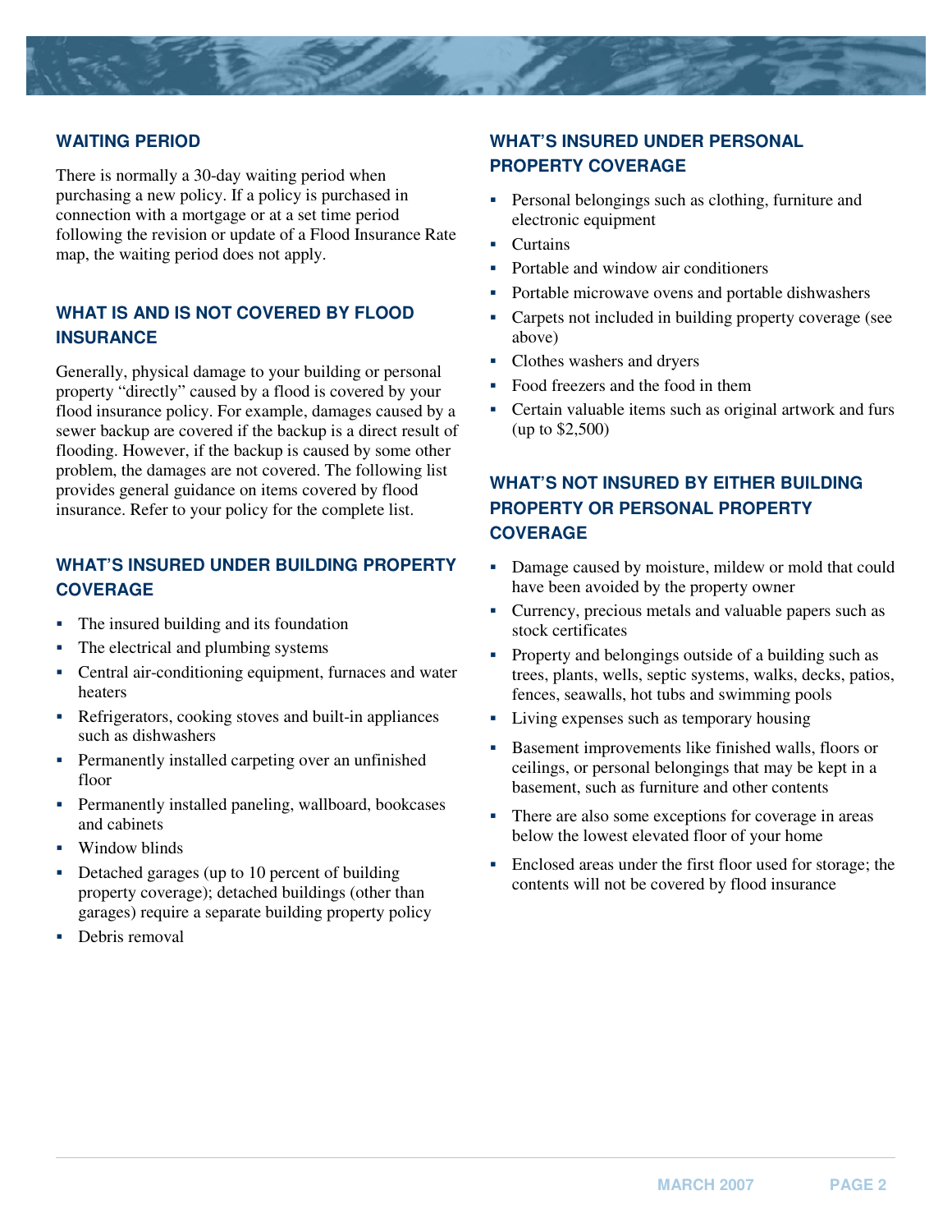## WAITING PERIOD

There is normally a 30-day waiting period when purchasing a new policy. If a policy is purchased in connection with a mortgage or at a set time period following the revision or update of a Flood Insurance Rate map, the waiting period does not apply.

## WHAT IS AND IS NOT COVERED BY FLOOD INSURANCE

Generally, physical damage to your building or personal property "directly" caused by a flood is covered by your flood insurance policy. For example, damages caused by a sewer backup are covered if the backup is a direct result of flooding. However, if the backup is caused by some other problem, the damages are not covered. The following list provides general guidance on items covered by flood insurance. Refer to your policy for the complete list.

## WHAT'S INSURED UNDER BUILDING PROPERTY COVERAGE

- The insured building and its foundation
- The electrical and plumbing systems
- Central air-conditioning equipment, furnaces and water heaters
- Refrigerators, cooking stoves and built-in appliances such as dishwashers
- Permanently installed carpeting over an unfinished floor
- Permanently installed paneling, wallboard, bookcases and cabinets
- Window blinds
- Detached garages (up to 10 percent of building property coverage); detached buildings (other than garages) require a separate building property policy
- Debris removal

## WHAT'S INSURED UNDER PERSONAL PROPERTY COVERAGE

- Personal belongings such as clothing, furniture and electronic equipment
- Curtains
- Portable and window air conditioners
- Portable microwave ovens and portable dishwashers
- Carpets not included in building property coverage (see above)
- Clothes washers and dryers
- Food freezers and the food in them
- Certain valuable items such as original artwork and furs (up to $2,500)

## WHAT'S NOT INSURED BY EITHER BUILDING PROPERTY OR PERSONAL PROPERTY COVERAGE

- Damage caused by moisture, mildew or mold that could have been avoided by the property owner
- Currency, precious metals and valuable papers such as stock certificates
- Property and belongings outside of a building such as trees, plants, wells, septic systems, walks, decks, patios, fences, seawalls, hot tubs and swimming pools
- Living expenses such as temporary housing
- Basement improvements like finished walls, floors or ceilings, or personal belongings that may be kept in a basement, such as furniture and other contents
- There are also some exceptions for coverage in areas below the lowest elevated floor of your home
- Enclosed areas under the first floor used for storage; the contents will not be covered by flood insurance